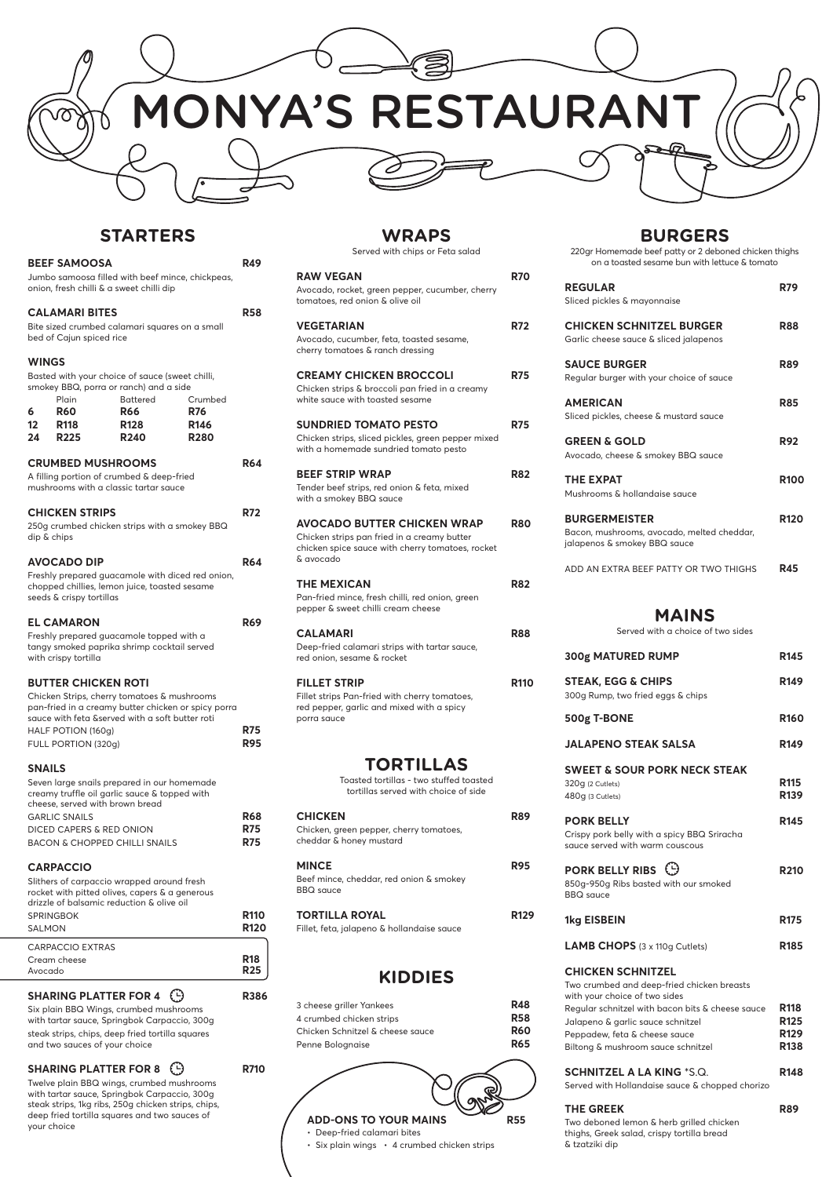# MONYA'S RESTAURANT

## STARTERS

**BEEF SAMOOSA** — **R49**
Jumbo samoosa filled with beef mince, chickpeas, onion, fresh chilli & a sweet chilli dip

**CALAMARI BITES** — **R58**
Bite sized crumbed calamari squares on a small bed of Cajun spiced rice

**WINGS**
Basted with your choice of sauce (sweet chilli, smokey BBQ, porra or ranch) and a side

| | Plain | Battered | Crumbed |
|---|---|---|---|
| 6 | R60 | R66 | R76 |
| 12 | R118 | R128 | R146 |
| 24 | R225 | R240 | R280 |

**CRUMBED MUSHROOMS** — **R64**
A filling portion of crumbed & deep-fried mushrooms with a classic tartar sauce

**CHICKEN STRIPS** — **R72**
250g crumbed chicken strips with a smokey BBQ dip & chips

**AVOCADO DIP** — **R64**
Freshly prepared guacamole with diced red onion, chopped chillies, lemon juice, toasted sesame seeds & crispy tortillas

**EL CAMARON** — **R69**
Freshly prepared guacamole topped with a tangy smoked paprika shrimp cocktail served with crispy tortilla

**BUTTER CHICKEN ROTI**
Chicken Strips, cherry tomatoes & mushrooms pan-fried in a creamy butter chicken or spicy porra sauce with feta &served with a soft butter roti
- HALF POTION (160g) — **R75**
- FULL PORTION (320g) — **R95**

**SNAILS**
Seven large snails prepared in our homemade creamy truffle oil garlic sauce & topped with cheese, served with brown bread
- GARLIC SNAILS — **R68**
- DICED CAPERS & RED ONION — **R75**
- BACON & CHOPPED CHILLI SNAILS — **R75**

**CARPACCIO**
Slithers of carpaccio wrapped around fresh rocket with pitted olives, capers & a generous drizzle of balsamic reduction & olive oil
- SPRINGBOK — **R110**
- SALMON — **R120**

CARPACCIO EXTRAS
- Cream cheese — **R18**
- Avocado — **R25**

**SHARING PLATTER FOR 4** — **R386**
Six plain BBQ Wings, crumbed mushrooms with tartar sauce, Springbok Carpaccio, 300g steak strips, chips, deep fried tortilla squares and two sauces of your choice

**SHARING PLATTER FOR 8** — **R710**
Twelve plain BBQ wings, crumbed mushrooms with tartar sauce, Springbok Carpaccio, 300g steak strips, 1kg ribs, 250g chicken strips, chips, deep fried tortilla squares and two sauces of your choice

## WRAPS

Served with chips or Feta salad

**RAW VEGAN** — **R70**
Avocado, rocket, green pepper, cucumber, cherry tomatoes, red onion & olive oil

**VEGETARIAN** — **R72**
Avocado, cucumber, feta, toasted sesame, cherry tomatoes & ranch dressing

**CREAMY CHICKEN BROCCOLI** — **R75**
Chicken strips & broccoli pan fried in a creamy white sauce with toasted sesame

**SUNDRIED TOMATO PESTO** — **R75**
Chicken strips, sliced pickles, green pepper mixed with a homemade sundried tomato pesto

**BEEF STRIP WRAP** — **R82**
Tender beef strips, red onion & feta, mixed with a smokey BBQ sauce

**AVOCADO BUTTER CHICKEN WRAP** — **R80**
Chicken strips pan fried in a creamy butter chicken spice sauce with cherry tomatoes, rocket & avocado

**THE MEXICAN** — **R82**
Pan-fried mince, fresh chilli, red onion, green pepper & sweet chilli cream cheese

**CALAMARI** — **R88**
Deep-fried calamari strips with tartar sauce, red onion, sesame & rocket

**FILLET STRIP** — **R110**
Fillet strips Pan-fried with cherry tomatoes, red pepper, garlic and mixed with a spicy porra sauce

## TORTILLAS

Toasted tortillas - two stuffed toasted tortillas served with choice of side

**CHICKEN** — **R89**
Chicken, green pepper, cherry tomatoes, cheddar & honey mustard

**MINCE** — **R95**
Beef mince, cheddar, red onion & smokey BBQ sauce

**TORTILLA ROYAL** — **R129**
Fillet, feta, jalapeno & hollandaise sauce

## KIDDIES

- 3 cheese griller Yankees — **R48**
- 4 crumbed chicken strips — **R58**
- Chicken Schnitzel & cheese sauce — **R60**
- Penne Bolognaise — **R65**

**ADD-ONS TO YOUR MAINS** — **R55**
- Deep-fried calamari bites
- Six plain wings
- 4 crumbed chicken strips

## BURGERS

220gr Homemade beef patty or 2 deboned chicken thighs on a toasted sesame bun with lettuce & tomato

**REGULAR** — **R79**
Sliced pickles & mayonnaise

**CHICKEN SCHNITZEL BURGER** — **R88**
Garlic cheese sauce & sliced jalapenos

**SAUCE BURGER** — **R89**
Regular burger with your choice of sauce

**AMERICAN** — **R85**
Sliced pickles, cheese & mustard sauce

**GREEN & GOLD** — **R92**
Avocado, cheese & smokey BBQ sauce

**THE EXPAT** — **R100**
Mushrooms & hollandaise sauce

**BURGERMEISTER** — **R120**
Bacon, mushrooms, avocado, melted cheddar, jalapenos & smokey BBQ sauce

ADD AN EXTRA BEEF PATTY OR TWO THIGHS — **R45**

## MAINS

Served with a choice of two sides

**300g MATURED RUMP** — **R145**

**STEAK, EGG & CHIPS** — **R149**
300g Rump, two fried eggs & chips

**500g T-BONE** — **R160**

**JALAPENO STEAK SALSA** — **R149**

**SWEET & SOUR PORK NECK STEAK**
- 320g (2 Cutlets) — **R115**
- 480g (3 Cutlets) — **R139**

**PORK BELLY** — **R145**
Crispy pork belly with a spicy BBQ Sriracha sauce served with warm couscous

**PORK BELLY RIBS** — **R210**
850g-950g Ribs basted with our smoked BBQ sauce

**1kg EISBEIN** — **R175**

**LAMB CHOPS** (3 x 110g Cutlets) — **R185**

**CHICKEN SCHNITZEL**
Two crumbed and deep-fried chicken breasts with your choice of two sides
- Regular schnitzel with bacon bits & cheese sauce — **R118**
- Jalapeno & garlic sauce schnitzel — **R125**
- Peppadew, feta & cheese sauce — **R129**
- Biltong & mushroom sauce schnitzel — **R138**

**SCHNITZEL A LA KING** *S.Q. — **R148**
Served with Hollandaise sauce & chopped chorizo

**THE GREEK** — **R89**
Two deboned lemon & herb grilled chicken thighs, Greek salad, crispy tortilla bread & tzatziki dip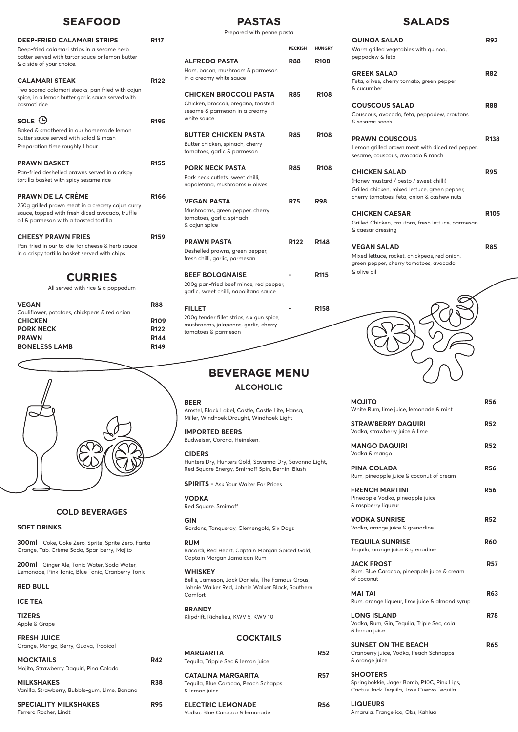# SEAFOOD

| | |
|---|---|
| **DEEP-FRIED CALAMARI STRIPS**<br>Deep-fried calamari strips in a sesame herb batter served with tartar sauce or lemon butter & a side of your choice. | R117 |
| **CALAMARI STEAK**<br>Two scored calamari steaks, pan fried with cajun spice, in a lemon butter garlic sauce served with basmati rice | R122 |
| **SOLE**<br>Baked & smothered in our homemade lemon butter sauce served with salad & mash<br>Preparation time roughly 1 hour | R195 |
| **PRAWN BASKET**<br>Pan-fried deshelled prawns served in a crispy tortilla basket with spicy sesame rice | R155 |
| **PRAWN DE LA CRÈME**<br>250g grilled prawn meat in a creamy cajun curry sauce, topped with fresh diced avocado, truffle oil & parmesan with a toasted tortilla | R166 |
| **CHEESY PRAWN FRIES**<br>Pan-fried in our to-die-for cheese & herb sauce in a crispy tortilla basket served with chips | R159 |

# CURRIES

All served with rice & a poppadum

| | |
|---|---|
| **VEGAN**<br>Cauliflower, potatoes, chickpeas & red onion | R88 |
| **CHICKEN** | R109 |
| **PORK NECK** | R122 |
| **PRAWN** | R144 |
| **BONELESS LAMB** | R149 |

# PASTAS

Prepared with penne pasta

| | PECKISH | HUNGRY |
|---|---|---|
| **ALFREDO PASTA**<br>Ham, bacon, mushroom & parmesan in a creamy white sauce | R88 | R108 |
| **CHICKEN BROCCOLI PASTA**<br>Chicken, broccoli, oregano, toasted sesame & parmesan in a creamy white sauce | R85 | R108 |
| **BUTTER CHICKEN PASTA**<br>Butter chicken, spinach, cherry tomatoes, garlic & parmesan | R85 | R108 |
| **PORK NECK PASTA**<br>Pork neck cutlets, sweet chilli, napoletana, mushrooms & olives | R85 | R108 |
| **VEGAN PASTA**<br>Mushrooms, green pepper, cherry tomatoes, garlic, spinach & cajun spice | R75 | R98 |
| **PRAWN PASTA**<br>Deshelled prawns, green pepper, fresh chilli, garlic, parmesan | R122 | R148 |
| **BEEF BOLOGNAISE**<br>200g pan-fried beef mince, red pepper, garlic, sweet chilli, napolitano sauce | - | R115 |
| **FILLET**<br>200g tender fillet strips, six gun spice, mushrooms, jalapenos, garlic, cherry tomatoes & parmesan | - | R158 |

# SALADS

| | |
|---|---|
| **QUINOA SALAD**<br>Warm grilled vegetables with quinoa, peppadew & feta | R92 |
| **GREEK SALAD**<br>Feta, olives, cherry tomato, green pepper & cucumber | R82 |
| **COUSCOUS SALAD**<br>Couscous, avocado, feta, peppadew, croutons & sesame seeds | R88 |
| **PRAWN COUSCOUS**<br>Lemon grilled prawn meat with diced red pepper, sesame, couscous, avocado & ranch | R138 |
| **CHICKEN SALAD**<br>(Honey mustard / pesto / sweet chilli)<br>Grilled chicken, mixed lettuce, green pepper, cherry tomatoes, feta, onion & cashew nuts | R95 |
| **CHICKEN CAESAR**<br>Grilled Chicken, croutons, fresh lettuce, parmesan & caesar dressing | R105 |
| **VEGAN SALAD**<br>Mixed lettuce, rocket, chickpeas, red onion, green pepper, cherry tomatoes, avocado & olive oil | R85 |

## COLD BEVERAGES

**SOFT DRINKS**

**300ml** - Coke, Coke Zero, Sprite, Sprite Zero, Fanta Orange, Tab, Crème Soda, Spar-berry, Mojito

**200ml** - Ginger Ale, Tonic Water, Soda Water, Lemonade, Pink Tonic, Blue Tonic, Cranberry Tonic

**RED BULL**

**ICE TEA**

**TIZERS**
Apple & Grape

**FRESH JUICE**
Orange, Mango, Berry, Guava, Tropical

| | |
|---|---|
| **MOCKTAILS**<br>Mojito, Strawberry Daquiri, Pina Colada | R42 |
| **MILKSHAKES**<br>Vanilla, Strawberry, Bubble-gum, Lime, Banana | R38 |
| **SPECIALITY MILKSHAKES**<br>Ferrero Rocher, Lindt | R95 |

# BEVERAGE MENU

## ALCOHOLIC

**BEER**
Amstel, Black Label, Castle, Castle Lite, Hansa, Miller, Windhoek Draught, Windhoek Light

**IMPORTED BEERS**
Budweiser, Corona, Heineken.

**CIDERS**
Hunters Dry, Hunters Gold, Savanna Dry, Savanna Light, Red Square Energy, Smirnoff Spin, Bernini Blush

**SPIRITS** - Ask Your Waiter For Prices

**VODKA**
Red Square, Smirnoff

**GIN**
Gordons, Tanqueray, Clemengold, Six Dogs

**RUM**
Bacardi, Red Heart, Captain Morgan Spiced Gold, Captain Morgan Jamaican Rum

**WHISKEY**
Bell's, Jameson, Jack Daniels, The Famous Grous, Johnie Walker Red, Johnie Walker Black, Southern Comfort

**BRANDY**
Klipdrift, Richelieu, KWV 5, KWV 10

## COCKTAILS

| | |
|---|---|
| **MARGARITA**<br>Tequila, Tripple Sec & lemon juice | R52 |
| **CATALINA MARGARITA**<br>Tequila, Blue Caracao, Peach Schapps & lemon juice | R57 |
| **ELECTRIC LEMONADE**<br>Vodka, Blue Caracao & lemonade | R56 |
| **MOJITO**<br>White Rum, lime juice, lemonade & mint | R56 |
| **STRAWBERRY DAQUIRI**<br>Vodka, strawberry juice & lime | R52 |
| **MANGO DAQUIRI**<br>Vodka & mango | R52 |
| **PINA COLADA**<br>Rum, pineapple juice & coconut of cream | R56 |
| **FRENCH MARTINI**<br>Pineapple Vodka, pineapple juice & raspberry liqueur | R56 |
| **VODKA SUNRISE**<br>Vodka, orange juice & grenadine | R52 |
| **TEQUILA SUNRISE**<br>Tequila, orange juice & grenadine | R60 |
| **JACK FROST**<br>Rum, Blue Caracao, pineapple juice & cream of coconut | R57 |
| **MAI TAI**<br>Rum, orange liqueur, lime juice & almond syrup | R63 |
| **LONG ISLAND**<br>Vodka, Rum, Gin, Tequila, Triple Sec, cola & lemon juice | R78 |
| **SUNSET ON THE BEACH**<br>Cranberry juice, Vodka, Peach Schnapps & orange juice | R65 |

**SHOOTERS**
Springbokkie, Jager Bomb, P10C, Pink Lips, Cactus Jack Tequila, Jose Cuervo Tequila

**LIQUEURS**
Amarula, Frangelico, Obs, Kahlua